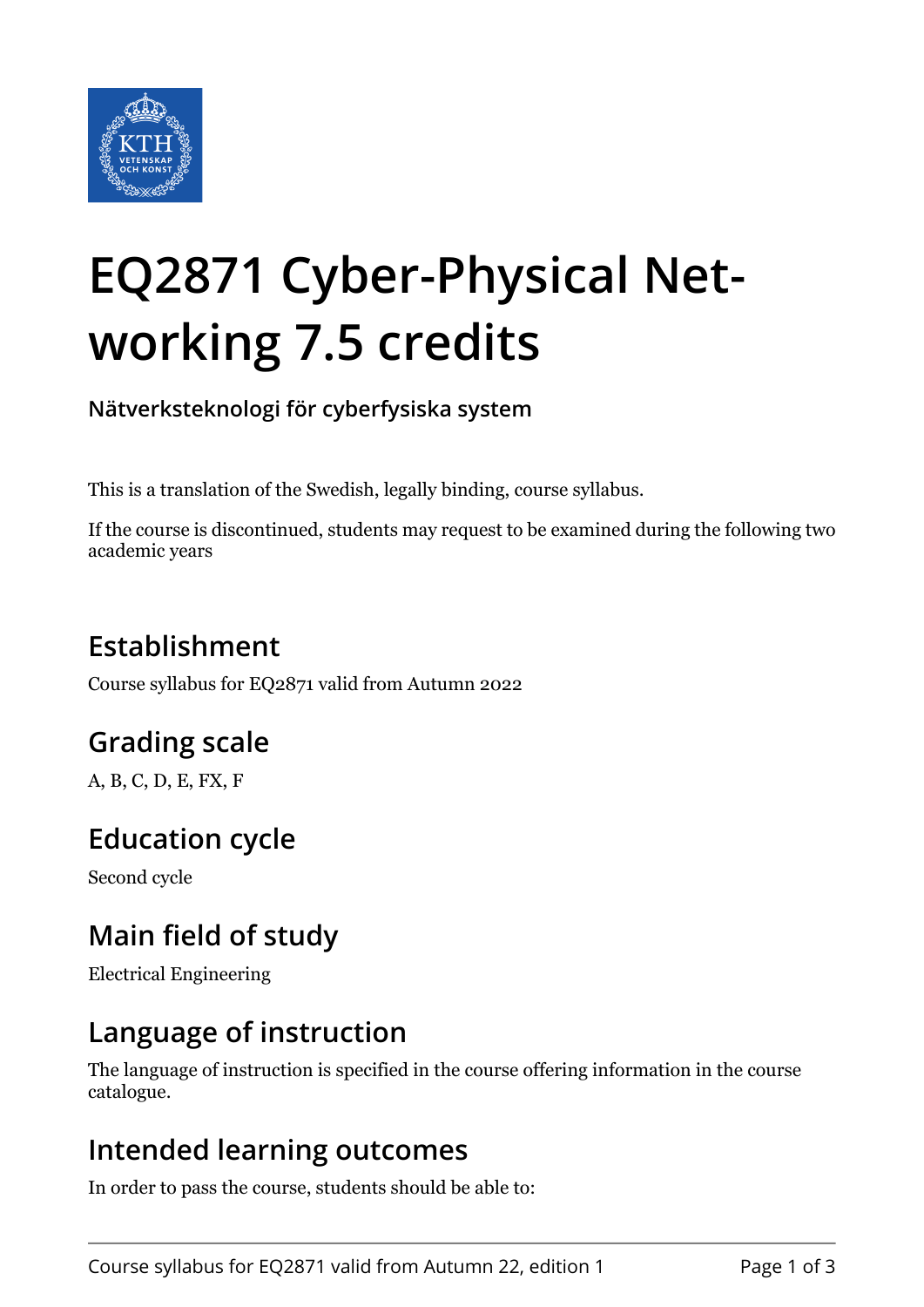# EQ2871 Cyber-Physical Networking 7.5 credits

**Nätverksteknologi för cyberfysiska system**

This is a translation of the Swedish, legally binding, course syllabus.

If the course is discontinued, students may request to be examined during the following two academic years

## Establishment

Course syllabus for EQ2871 valid from Autumn 2022

## Grading scale

A, B, C, D, E, FX, F

## Education cycle

Second cycle

## Main field of study

Electrical Engineering

## Language of instruction

The language of instruction is specified in the course offering information in the course catalogue.

## Intended learning outcomes

In order to pass the course, students should be able to: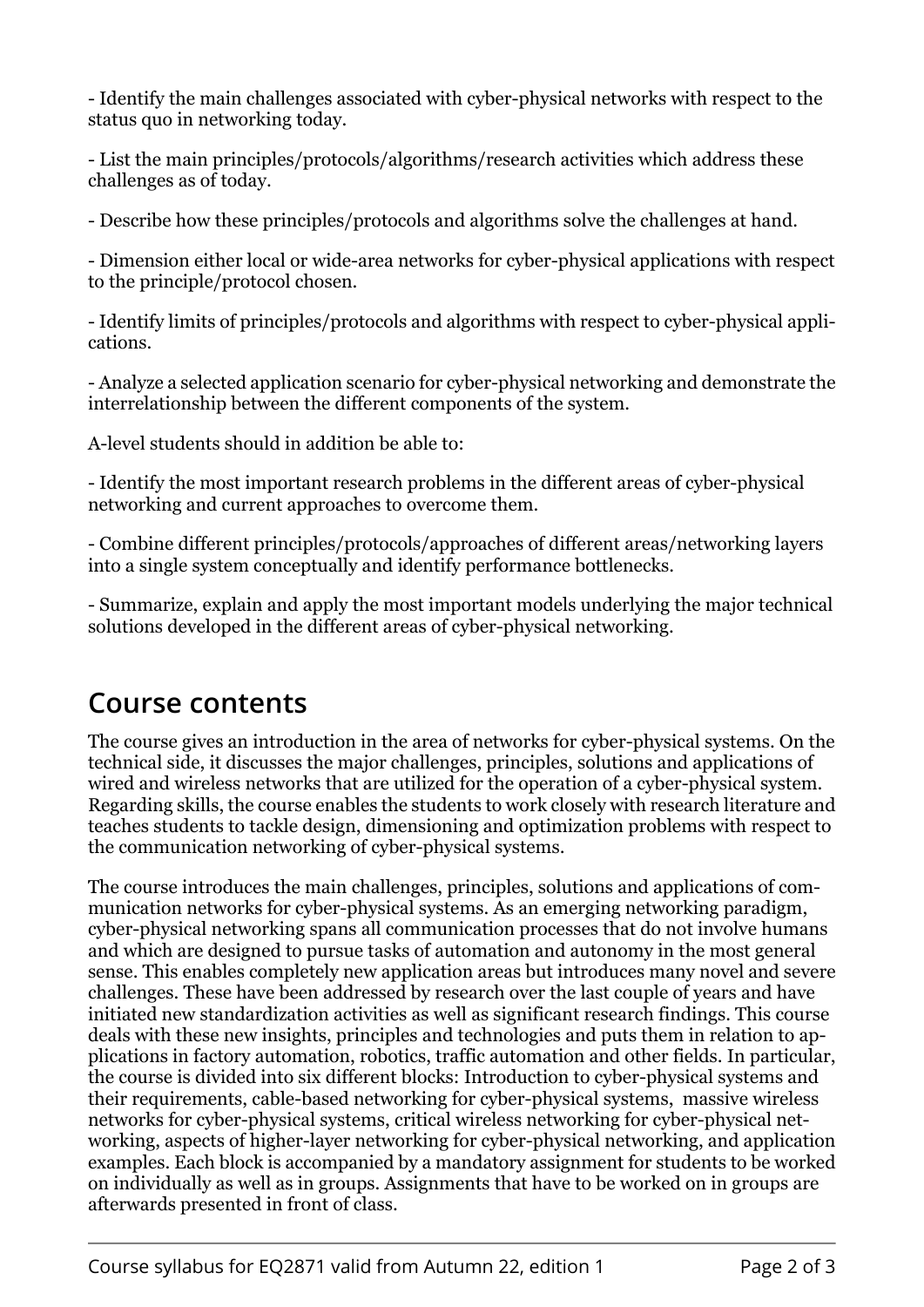- Identify the main challenges associated with cyber-physical networks with respect to the status quo in networking today.

- List the main principles/protocols/algorithms/research activities which address these challenges as of today.

- Describe how these principles/protocols and algorithms solve the challenges at hand.

- Dimension either local or wide-area networks for cyber-physical applications with respect to the principle/protocol chosen.

- Identify limits of principles/protocols and algorithms with respect to cyber-physical applications.

- Analyze a selected application scenario for cyber-physical networking and demonstrate the interrelationship between the different components of the system.

A-level students should in addition be able to:

- Identify the most important research problems in the different areas of cyber-physical networking and current approaches to overcome them.

- Combine different principles/protocols/approaches of different areas/networking layers into a single system conceptually and identify performance bottlenecks.

- Summarize, explain and apply the most important models underlying the major technical solutions developed in the different areas of cyber-physical networking.

## Course contents

The course gives an introduction in the area of networks for cyber-physical systems. On the technical side, it discusses the major challenges, principles, solutions and applications of wired and wireless networks that are utilized for the operation of a cyber-physical system. Regarding skills, the course enables the students to work closely with research literature and teaches students to tackle design, dimensioning and optimization problems with respect to the communication networking of cyber-physical systems.

The course introduces the main challenges, principles, solutions and applications of communication networks for cyber-physical systems. As an emerging networking paradigm, cyber-physical networking spans all communication processes that do not involve humans and which are designed to pursue tasks of automation and autonomy in the most general sense. This enables completely new application areas but introduces many novel and severe challenges. These have been addressed by research over the last couple of years and have initiated new standardization activities as well as significant research findings. This course deals with these new insights, principles and technologies and puts them in relation to applications in factory automation, robotics, traffic automation and other fields. In particular, the course is divided into six different blocks: Introduction to cyber-physical systems and their requirements, cable-based networking for cyber-physical systems, massive wireless networks for cyber-physical systems, critical wireless networking for cyber-physical networking, aspects of higher-layer networking for cyber-physical networking, and application examples. Each block is accompanied by a mandatory assignment for students to be worked on individually as well as in groups. Assignments that have to be worked on in groups are afterwards presented in front of class.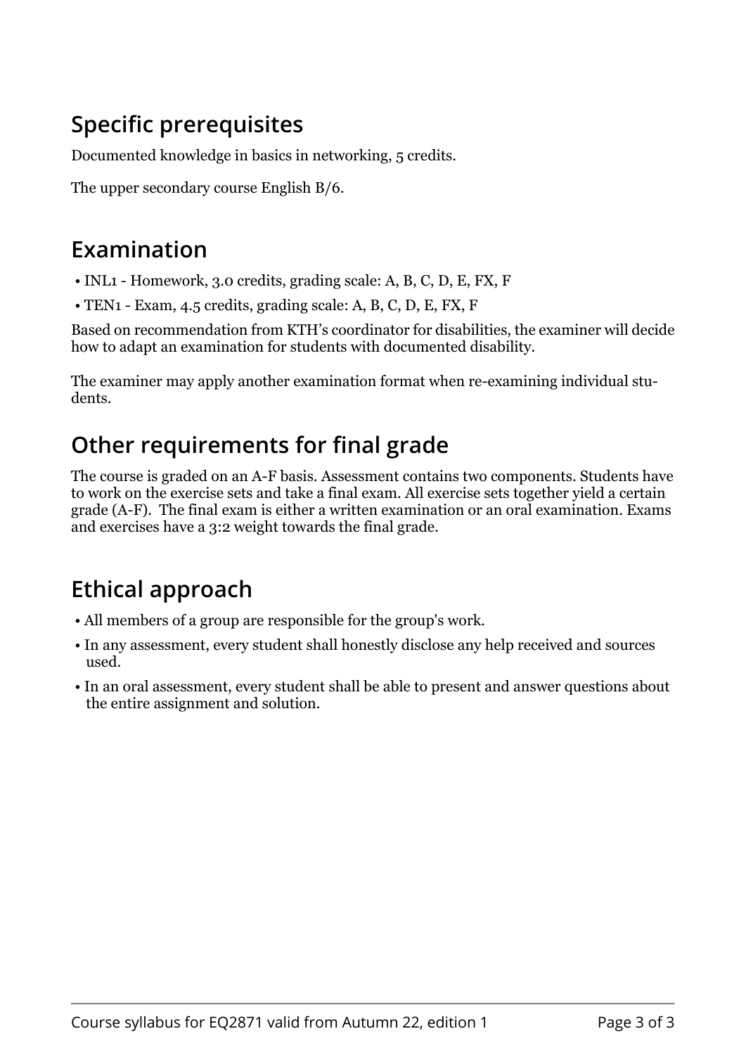## Specific prerequisites

Documented knowledge in basics in networking, 5 credits.

The upper secondary course English B/6.

## Examination

- INL1 - Homework, 3.0 credits, grading scale: A, B, C, D, E, FX, F
- TEN1 - Exam, 4.5 credits, grading scale: A, B, C, D, E, FX, F

Based on recommendation from KTH's coordinator for disabilities, the examiner will decide how to adapt an examination for students with documented disability.

The examiner may apply another examination format when re-examining individual students.

## Other requirements for final grade

The course is graded on an A-F basis. Assessment contains two components. Students have to work on the exercise sets and take a final exam. All exercise sets together yield a certain grade (A-F). The final exam is either a written examination or an oral examination. Exams and exercises have a 3:2 weight towards the final grade.

## Ethical approach

- All members of a group are responsible for the group's work.
- In any assessment, every student shall honestly disclose any help received and sources used.
- In an oral assessment, every student shall be able to present and answer questions about the entire assignment and solution.